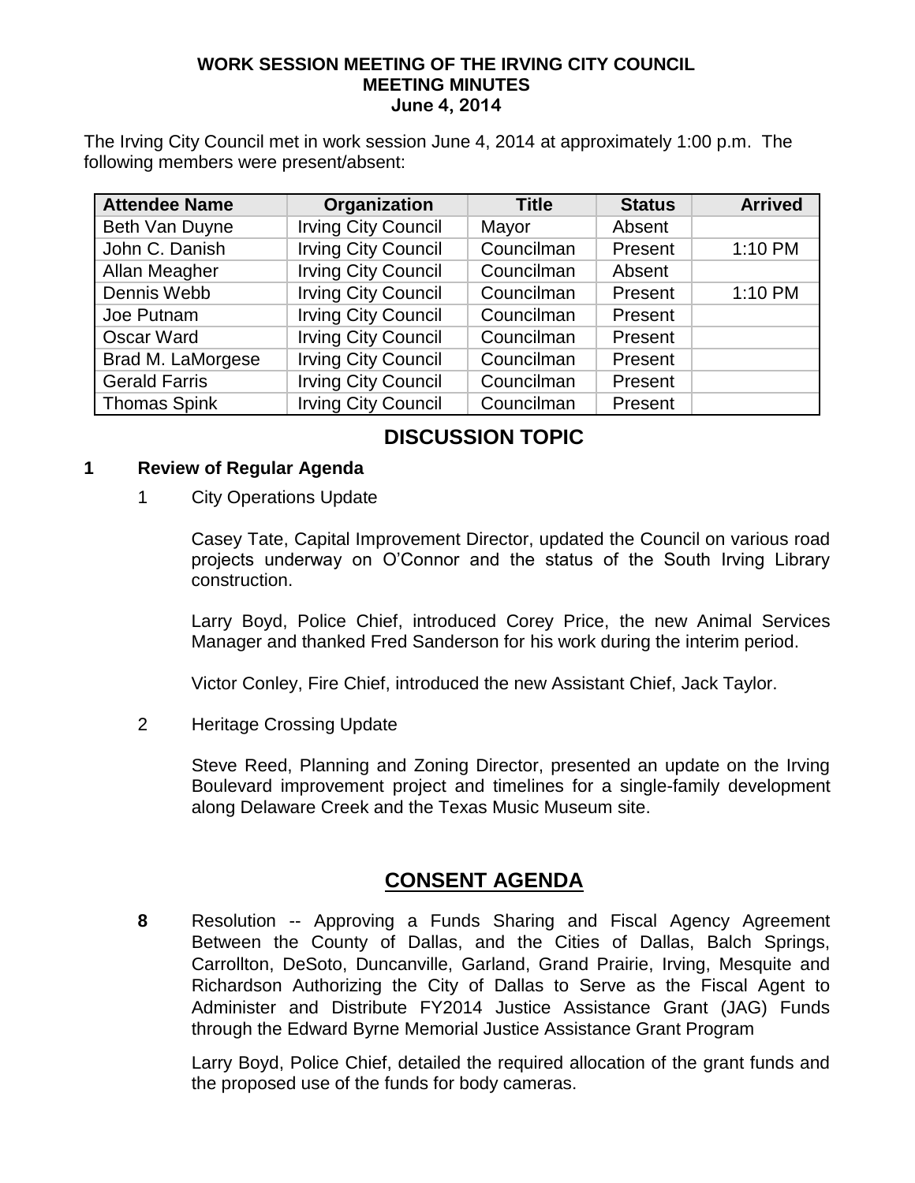**WORK SESSION MEETING OF THE IRVING CITY COUNCIL**
**MEETING MINUTES**
**June 4, 2014**

The Irving City Council met in work session June 4, 2014 at approximately 1:00 p.m. The following members were present/absent:

| Attendee Name | Organization | Title | Status | Arrived |
|---|---|---|---|---|
| Beth Van Duyne | Irving City Council | Mayor | Absent | |
| John C. Danish | Irving City Council | Councilman | Present | 1:10 PM |
| Allan Meagher | Irving City Council | Councilman | Absent | |
| Dennis Webb | Irving City Council | Councilman | Present | 1:10 PM |
| Joe Putnam | Irving City Council | Councilman | Present | |
| Oscar Ward | Irving City Council | Councilman | Present | |
| Brad M. LaMorgese | Irving City Council | Councilman | Present | |
| Gerald Farris | Irving City Council | Councilman | Present | |
| Thomas Spink | Irving City Council | Councilman | Present | |

## DISCUSSION TOPIC

**1 Review of Regular Agenda**

1 City Operations Update

Casey Tate, Capital Improvement Director, updated the Council on various road projects underway on O'Connor and the status of the South Irving Library construction.

Larry Boyd, Police Chief, introduced Corey Price, the new Animal Services Manager and thanked Fred Sanderson for his work during the interim period.

Victor Conley, Fire Chief, introduced the new Assistant Chief, Jack Taylor.

2 Heritage Crossing Update

Steve Reed, Planning and Zoning Director, presented an update on the Irving Boulevard improvement project and timelines for a single-family development along Delaware Creek and the Texas Music Museum site.

## CONSENT AGENDA

**8** Resolution -- Approving a Funds Sharing and Fiscal Agency Agreement Between the County of Dallas, and the Cities of Dallas, Balch Springs, Carrollton, DeSoto, Duncanville, Garland, Grand Prairie, Irving, Mesquite and Richardson Authorizing the City of Dallas to Serve as the Fiscal Agent to Administer and Distribute FY2014 Justice Assistance Grant (JAG) Funds through the Edward Byrne Memorial Justice Assistance Grant Program

Larry Boyd, Police Chief, detailed the required allocation of the grant funds and the proposed use of the funds for body cameras.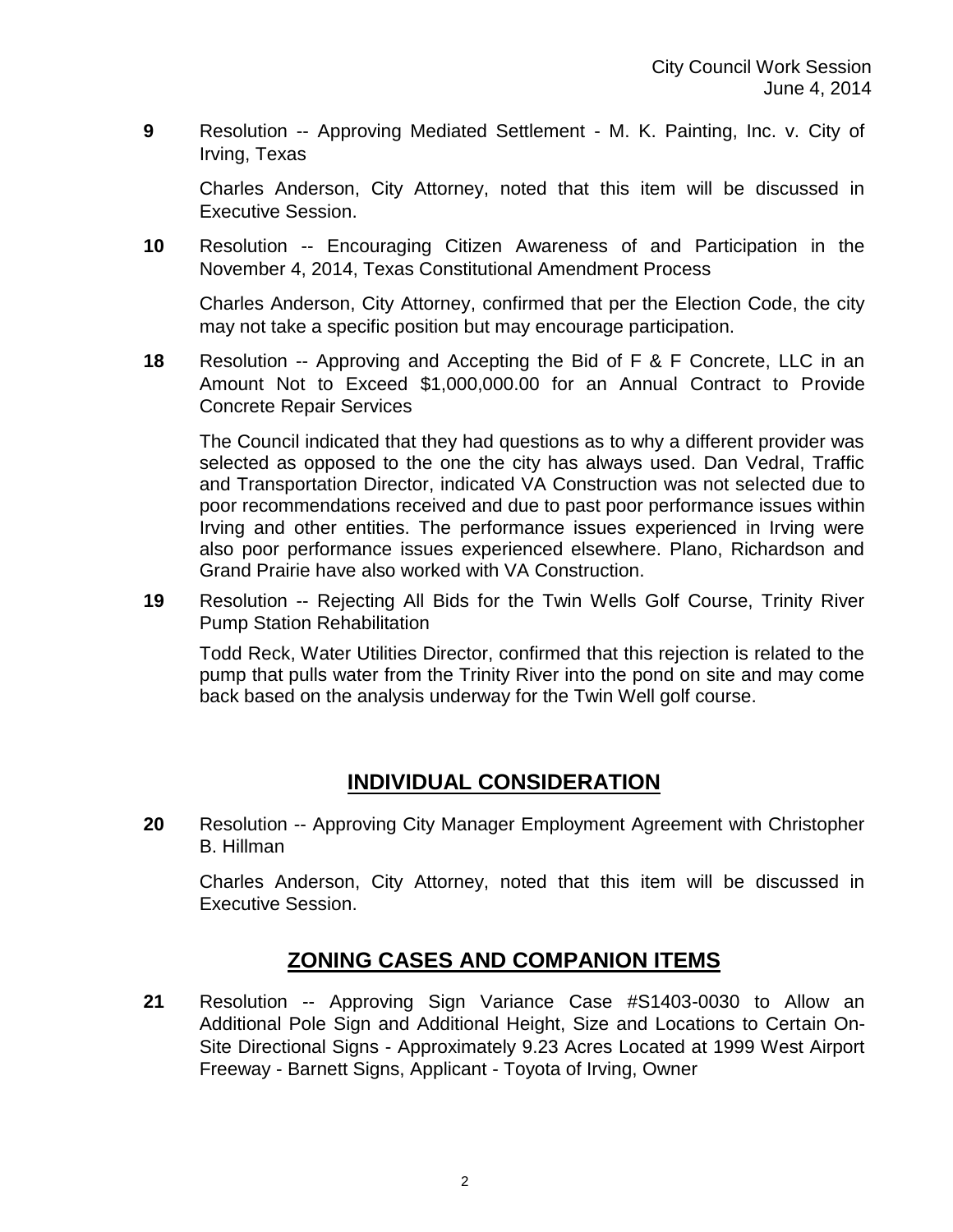**9** Resolution -- Approving Mediated Settlement - M. K. Painting, Inc. v. City of Irving, Texas

Charles Anderson, City Attorney, noted that this item will be discussed in Executive Session.

**10** Resolution -- Encouraging Citizen Awareness of and Participation in the November 4, 2014, Texas Constitutional Amendment Process

Charles Anderson, City Attorney, confirmed that per the Election Code, the city may not take a specific position but may encourage participation.

**18** Resolution -- Approving and Accepting the Bid of F & F Concrete, LLC in an Amount Not to Exceed $1,000,000.00 for an Annual Contract to Provide Concrete Repair Services

The Council indicated that they had questions as to why a different provider was selected as opposed to the one the city has always used. Dan Vedral, Traffic and Transportation Director, indicated VA Construction was not selected due to poor recommendations received and due to past poor performance issues within Irving and other entities. The performance issues experienced in Irving were also poor performance issues experienced elsewhere. Plano, Richardson and Grand Prairie have also worked with VA Construction.

**19** Resolution -- Rejecting All Bids for the Twin Wells Golf Course, Trinity River Pump Station Rehabilitation

Todd Reck, Water Utilities Director, confirmed that this rejection is related to the pump that pulls water from the Trinity River into the pond on site and may come back based on the analysis underway for the Twin Well golf course.

## INDIVIDUAL CONSIDERATION

**20** Resolution -- Approving City Manager Employment Agreement with Christopher B. Hillman

Charles Anderson, City Attorney, noted that this item will be discussed in Executive Session.

## ZONING CASES AND COMPANION ITEMS

**21** Resolution -- Approving Sign Variance Case #S1403-0030 to Allow an Additional Pole Sign and Additional Height, Size and Locations to Certain On-Site Directional Signs - Approximately 9.23 Acres Located at 1999 West Airport Freeway - Barnett Signs, Applicant - Toyota of Irving, Owner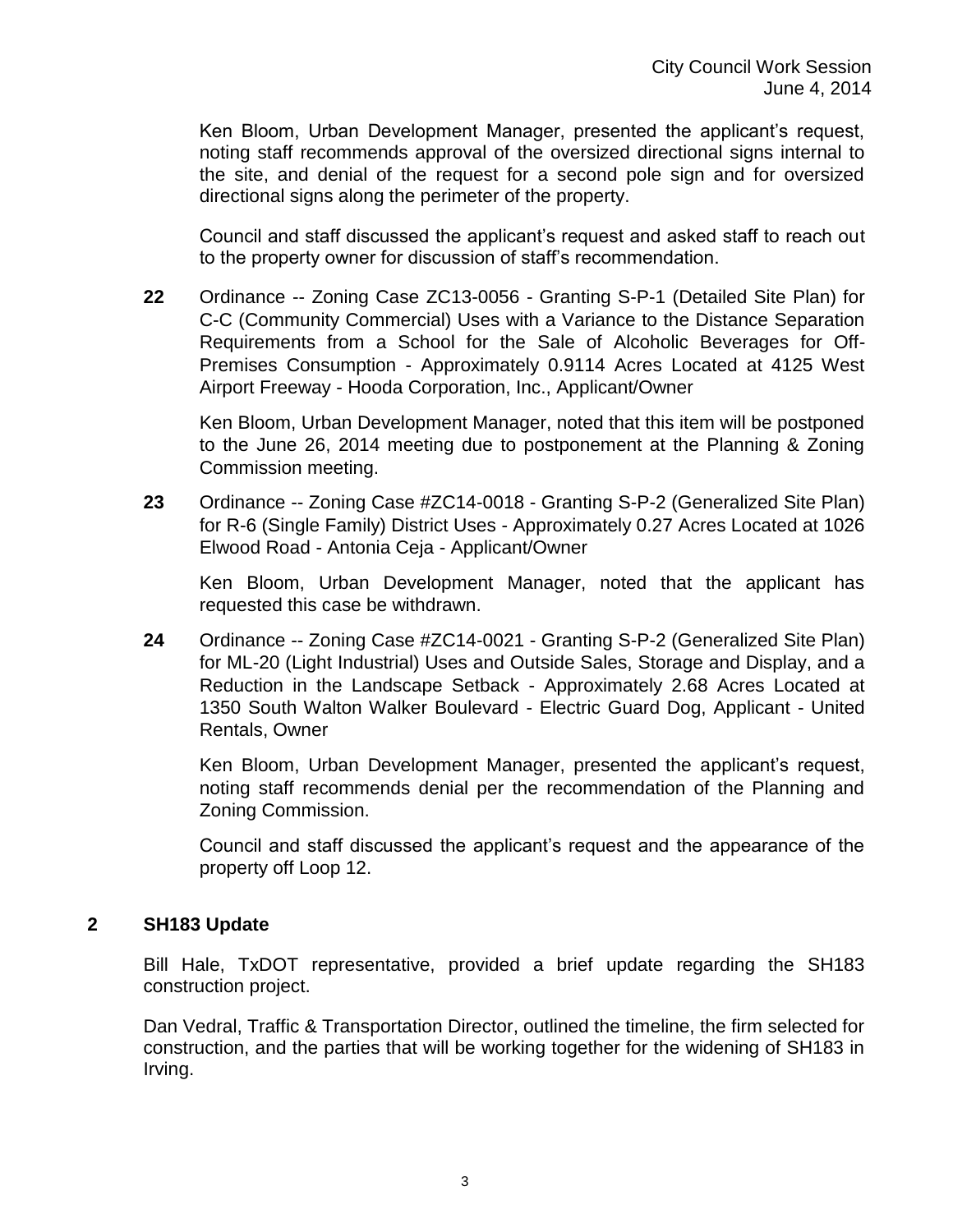Ken Bloom, Urban Development Manager, presented the applicant's request, noting staff recommends approval of the oversized directional signs internal to the site, and denial of the request for a second pole sign and for oversized directional signs along the perimeter of the property.

Council and staff discussed the applicant's request and asked staff to reach out to the property owner for discussion of staff's recommendation.

**22** Ordinance -- Zoning Case ZC13-0056 - Granting S-P-1 (Detailed Site Plan) for C-C (Community Commercial) Uses with a Variance to the Distance Separation Requirements from a School for the Sale of Alcoholic Beverages for Off-Premises Consumption - Approximately 0.9114 Acres Located at 4125 West Airport Freeway - Hooda Corporation, Inc., Applicant/Owner

Ken Bloom, Urban Development Manager, noted that this item will be postponed to the June 26, 2014 meeting due to postponement at the Planning & Zoning Commission meeting.

**23** Ordinance -- Zoning Case #ZC14-0018 - Granting S-P-2 (Generalized Site Plan) for R-6 (Single Family) District Uses - Approximately 0.27 Acres Located at 1026 Elwood Road - Antonia Ceja - Applicant/Owner

Ken Bloom, Urban Development Manager, noted that the applicant has requested this case be withdrawn.

**24** Ordinance -- Zoning Case #ZC14-0021 - Granting S-P-2 (Generalized Site Plan) for ML-20 (Light Industrial) Uses and Outside Sales, Storage and Display, and a Reduction in the Landscape Setback - Approximately 2.68 Acres Located at 1350 South Walton Walker Boulevard - Electric Guard Dog, Applicant - United Rentals, Owner

Ken Bloom, Urban Development Manager, presented the applicant's request, noting staff recommends denial per the recommendation of the Planning and Zoning Commission.

Council and staff discussed the applicant's request and the appearance of the property off Loop 12.

## 2 SH183 Update

Bill Hale, TxDOT representative, provided a brief update regarding the SH183 construction project.

Dan Vedral, Traffic & Transportation Director, outlined the timeline, the firm selected for construction, and the parties that will be working together for the widening of SH183 in Irving.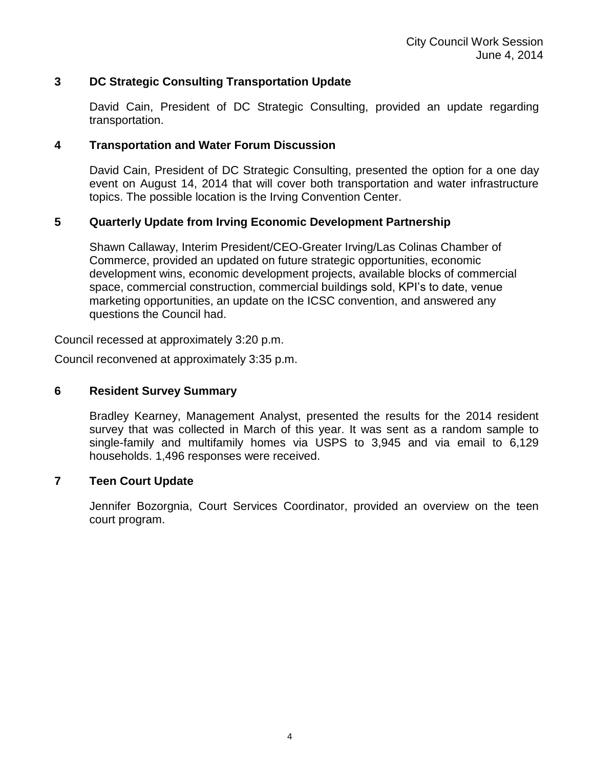### 3 DC Strategic Consulting Transportation Update

David Cain, President of DC Strategic Consulting, provided an update regarding transportation.

### 4 Transportation and Water Forum Discussion

David Cain, President of DC Strategic Consulting, presented the option for a one day event on August 14, 2014 that will cover both transportation and water infrastructure topics. The possible location is the Irving Convention Center.

### 5 Quarterly Update from Irving Economic Development Partnership

Shawn Callaway, Interim President/CEO-Greater Irving/Las Colinas Chamber of Commerce, provided an updated on future strategic opportunities, economic development wins, economic development projects, available blocks of commercial space, commercial construction, commercial buildings sold, KPI's to date, venue marketing opportunities, an update on the ICSC convention, and answered any questions the Council had.

Council recessed at approximately 3:20 p.m.

Council reconvened at approximately 3:35 p.m.

### 6 Resident Survey Summary

Bradley Kearney, Management Analyst, presented the results for the 2014 resident survey that was collected in March of this year. It was sent as a random sample to single-family and multifamily homes via USPS to 3,945 and via email to 6,129 households. 1,496 responses were received.

### 7 Teen Court Update

Jennifer Bozorgnia, Court Services Coordinator, provided an overview on the teen court program.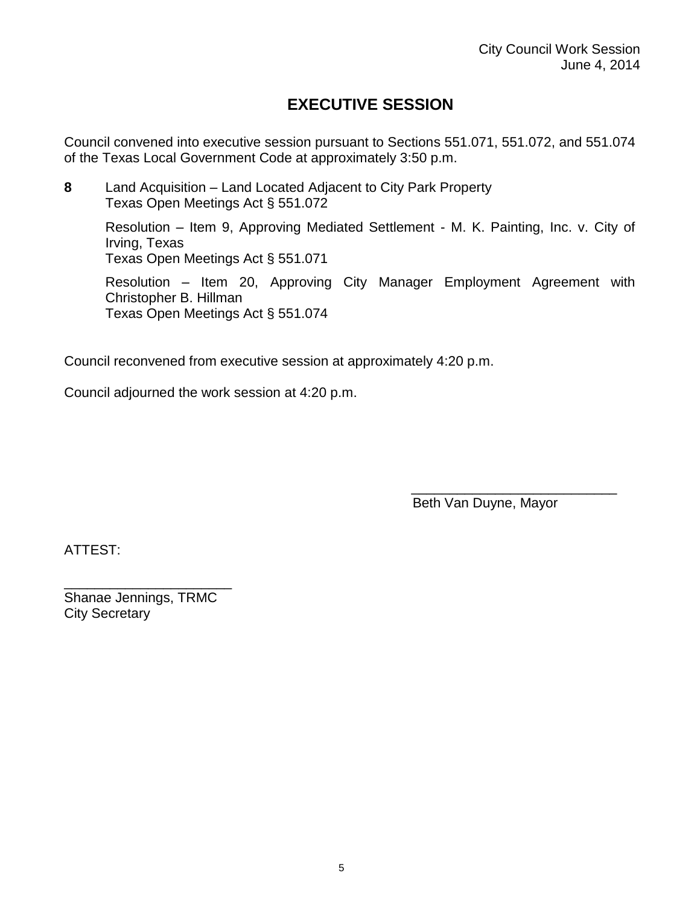## EXECUTIVE SESSION

Council convened into executive session pursuant to Sections 551.071, 551.072, and 551.074 of the Texas Local Government Code at approximately 3:50 p.m.

**8** Land Acquisition – Land Located Adjacent to City Park Property
Texas Open Meetings Act § 551.072

Resolution – Item 9, Approving Mediated Settlement - M. K. Painting, Inc. v. City of Irving, Texas
Texas Open Meetings Act § 551.071

Resolution – Item 20, Approving City Manager Employment Agreement with Christopher B. Hillman
Texas Open Meetings Act § 551.074

Council reconvened from executive session at approximately 4:20 p.m.

Council adjourned the work session at 4:20 p.m.

\_\_\_\_\_\_\_\_\_\_\_\_\_\_\_\_\_\_\_\_\_\_\_\_\_\_\_\_
Beth Van Duyne, Mayor

ATTEST:

\_\_\_\_\_\_\_\_\_\_\_\_\_\_\_\_\_\_\_\_\_\_
Shanae Jennings, TRMC
City Secretary